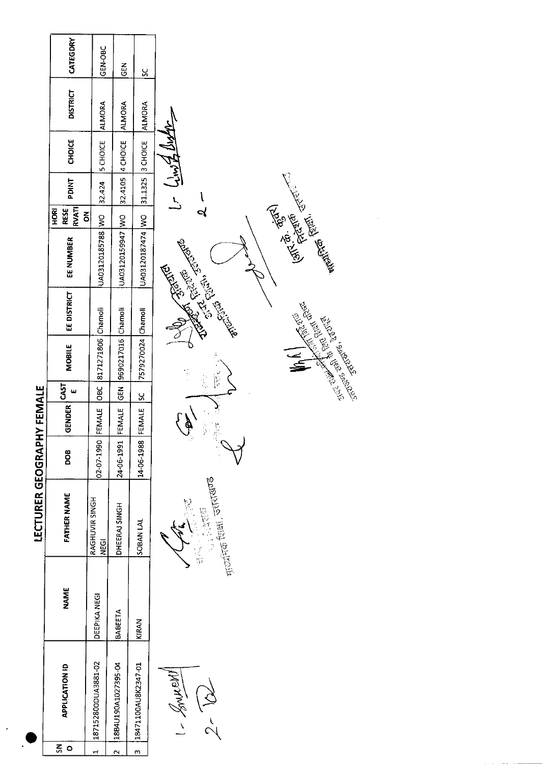# LECTURER GEOGRAPHY FEMALE

| SNO | APPLICATION ID | NAME | FATHER NAME | DOB | GENDER | CASTE | MOBILE | EE DISTRICT | EE NUMBER | HORIRESERVATION | POINT | CHOICE | DISTRICT | CATEGORY |
|---|---|---|---|---|---|---|---|---|---|---|---|---|---|---|
| 1 | 18715280ODUA3881-02 | DEEPIKA NEGI | RAGHUVIR SINGH NEGI | 02-07-1990 | FEMALE | OBC | 8171271806 | Chamoli | UA03120185788 | WO | 32.424 | 5 CHOICE | ALMORA | GEN-OBC |
| 2 | 1884U190A1027395-04 | BABEETA | DHEERAJ SINGH | 24-06-1991 | FEMALE | GEN | 9690217016 | Chamoli | UA03120159947 | WO | 32.4105 | 4 CHOICE | ALMORA | GEN |
| 3 | 18471100AU8K2347-01 | KIRAN | SOBAN LAL | 14-06-1988 | FEMALE | SC | 7579270024 | Chamoli | UA03120187474 | WO | 31.1325 | 3 CHOICE | ALMORA | SC |

1- Smeeti
2- 

माध्यमिक शिक्षा, उत्तराखण्ड

(आर० के० कुंवर)
निदेशक
माध्यमिक शिक्षा, उत्तराखण्ड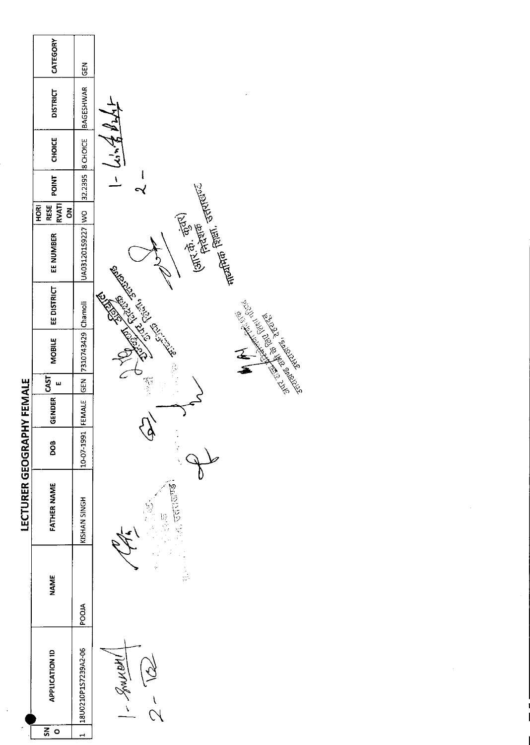# LECTURER GEOGRAPHY FEMALE

| SNO | APPLICATION ID | NAME | FATHER NAME | DOB | GENDER | CASTE | MOBILE | EE DISTRICT | EE NUMBER | HORI RESERVATION | POINT | CHOICE | DISTRICT | CATEGORY |
|---|---|---|---|---|---|---|---|---|---|---|---|---|---|---|
| 1 | 18U0210P1S7239A2-06 | POOJA | KISHAN SINGH | 10-07-1991 | FEMALE | GEN | 7310743429 | Chamoli | UA03120159227 | WO | 32.2395 | 8 CHOICE | BAGESHWAR | GEN |

(आर. के. कुंवर)
निदेशक
माध्यमिक शिक्षा, उत्तराखण्ड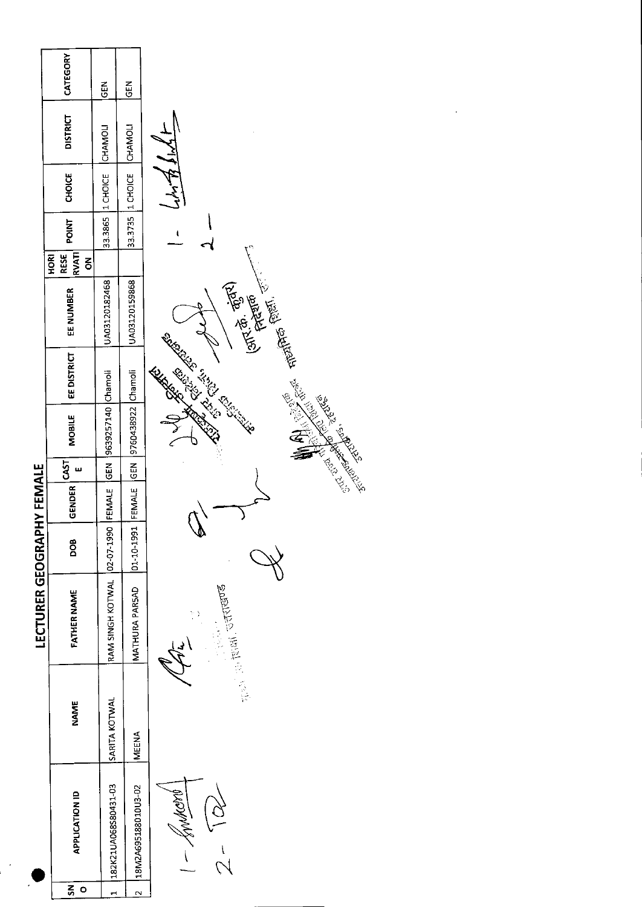# LECTURER GEOGRAPHY FEMALE

| SNO | APPLICATION ID | NAME | FATHER NAME | DOB | GENDER | CASTE | MOBILE | EE DISTRICT | EE NUMBER | HORIRESERVATION | POINT | CHOICE | DISTRICT | CATEGORY |
|---|---|---|---|---|---|---|---|---|---|---|---|---|---|---|
| 1 | 182K21UA06858O431-03 | SARITA KOTWAL | RAM SINGH KOTWAL | 02-07-1990 | FEMALE | GEN | 9639257140 | Chamoli | UA03120182468 | | 33.3865 | 1 CHOICE | CHAMOLI | GEN |
| 2 | 18M2A69518801OU3-02 | MEENA | MATHURA PARSAD | 01-10-1991 | FEMALE | GEN | 9760438922 | Chamoli | UA03120159868 | | 33.3735 | 1 CHOICE | CHAMOLI | GEN |

1 -

2 -

(आर. के. कुंवर)
निदेशक

1 -

2 -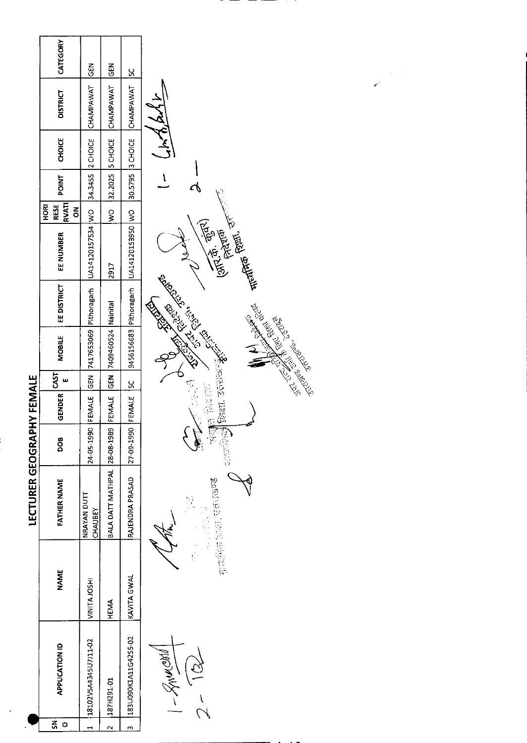# LECTURER GEOGRAPHY FEMALE

| SNO | APPLICATION ID | NAME | FATHER NAME | DOB | GENDER | CASTE | MOBILE | EE DISTRICT | EE NUMBER | HORI RESERVATION | POINT | CHOICE | DISTRICT | CATEGORY |
|---|---|---|---|---|---|---|---|---|---|---|---|---|---|---|
| 1 | 18102V5A4345U7J11-02 | VINITA JOSHI | NRAYAN DUTT CHAUBEY | 24-05-1990 | FEMALE | GEN | 7417653069 | Pithoragarh | UA14120157534 | WO | 34.3455 | 2 CHOICE | CHAMPAWAT | GEN |
| 2 | 187H291-01 | HEMA | BALA DATT MATHPAL | 28-08-1989 | FEMALE | GEN | 7409460524 | Nainital | 2917 | WO | 32.2025 | 5 CHOICE | CHAMPAWAT | GEN |
| 3 | 183U090K1A11G42S5-02 | KAVITA GWAL | RAJENDRA PRASAD | 27-09-1990 | FEMALE | SC | 9456156683 | Pithoragarh | UA14120153950 | WO | 30.5795 | 3 CHOICE | CHAMPAWAT | SC |

(आर.के. कुंवर)
निदेशक
माध्यमिक शिक्षा, उत्तराखण्ड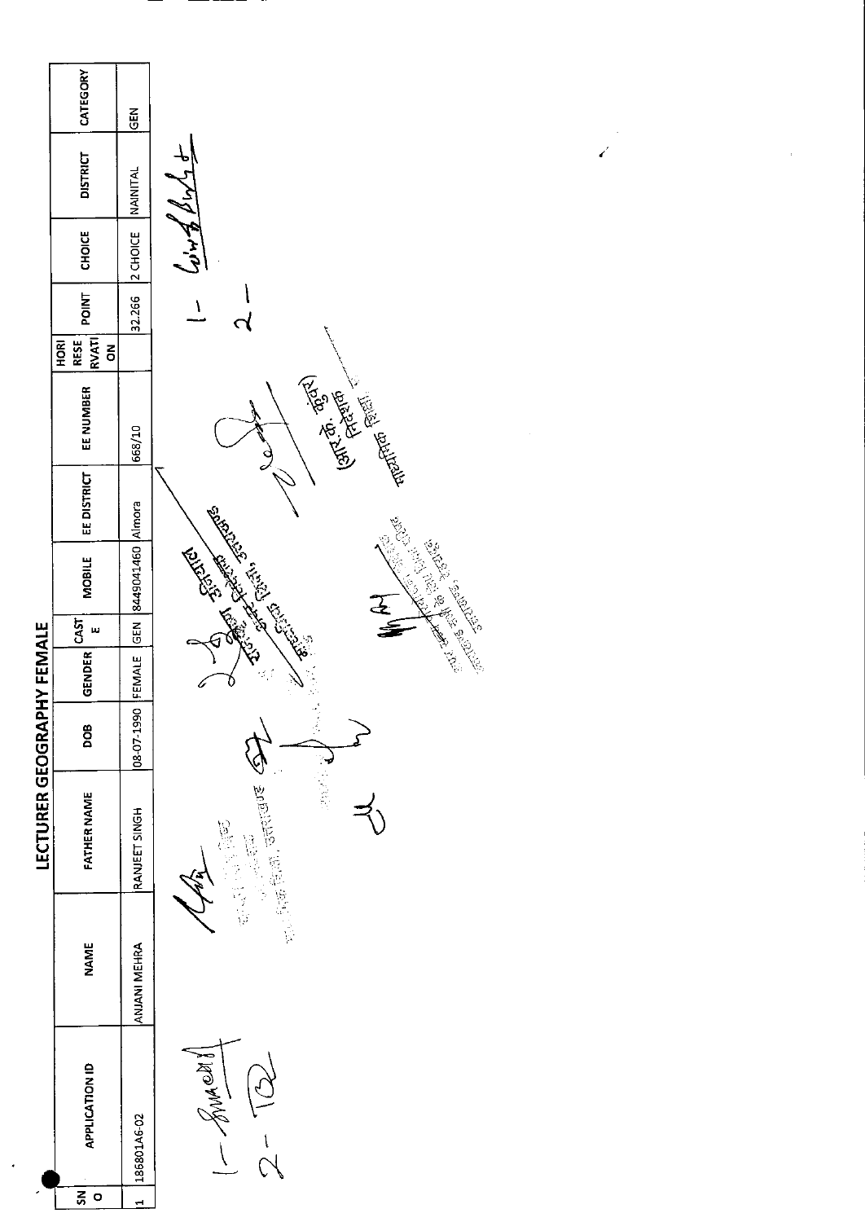# LECTURER GEOGRAPHY FEMALE

| SNO | APPLICATION ID | NAME | FATHER NAME | DOB | GENDER | CASTE | MOBILE | EE DISTRICT | EE NUMBER | HORI RESERVATION | POINT | CHOICE | DISTRICT | CATEGORY |
|---|---|---|---|---|---|---|---|---|---|---|---|---|---|---|
| 1 | 186801A6-02 | ANJANI MEHRA | RANJEET SINGH | 08-07-1990 | FEMALE | GEN | 8449041460 | Almora | 668/10 | | 32.266 | 2 CHOICE | NAINITAL | GEN |

अपर जिलाधिकारी

(आर.के. पाण्डेय)
जिलाधिकारी नैनीताल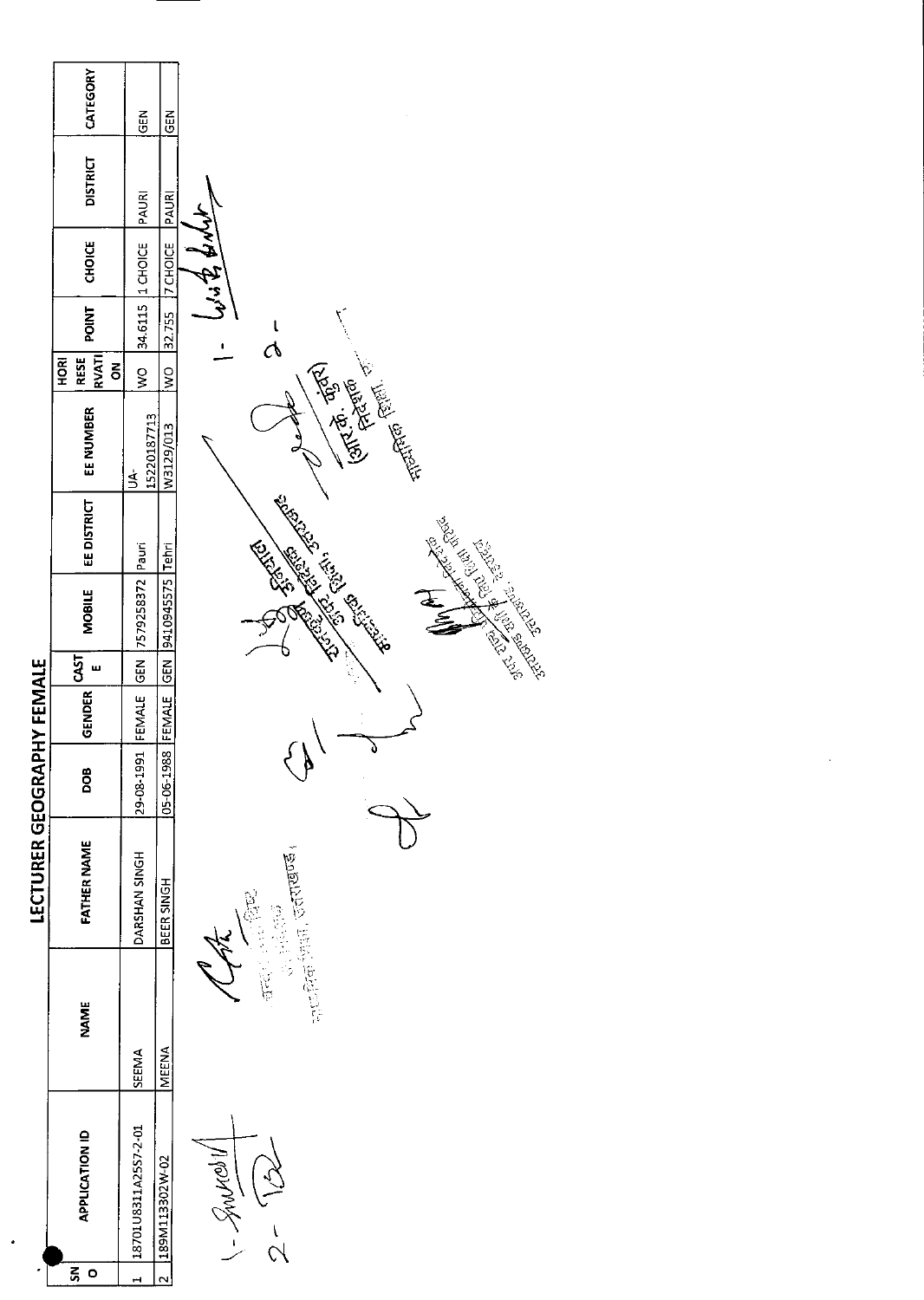# LECTURER GEOGRAPHY FEMALE

| SNO | APPLICATION ID | NAME | FATHER NAME | DOB | GENDER | CASTE | MOBILE | EE DISTRICT | EE NUMBER | HORI RESERVATION | POINT | CHOICE | DISTRICT | CATEGORY |
|---|---|---|---|---|---|---|---|---|---|---|---|---|---|---|
| 1 | 18701U8311A2557-2-01 | SEEMA | DARSHAN SINGH | 29-08-1991 | FEMALE | GEN | 7579258372 | Pauri | UA-1522018 7713 | WO | 34.6115 | 1 CHOICE | PAURI | GEN |
| 2 | 189M113302W-02 | MEENA | BEER SINGH | 05-06-1988 | FEMALE | GEN | 9410945575 | Tehri | W3129/013 | WO | 32.755 | 7 CHOICE | PAURI | GEN |

(आर.के. कुंवर)
निदेशक
माध्यमिक शिक्षा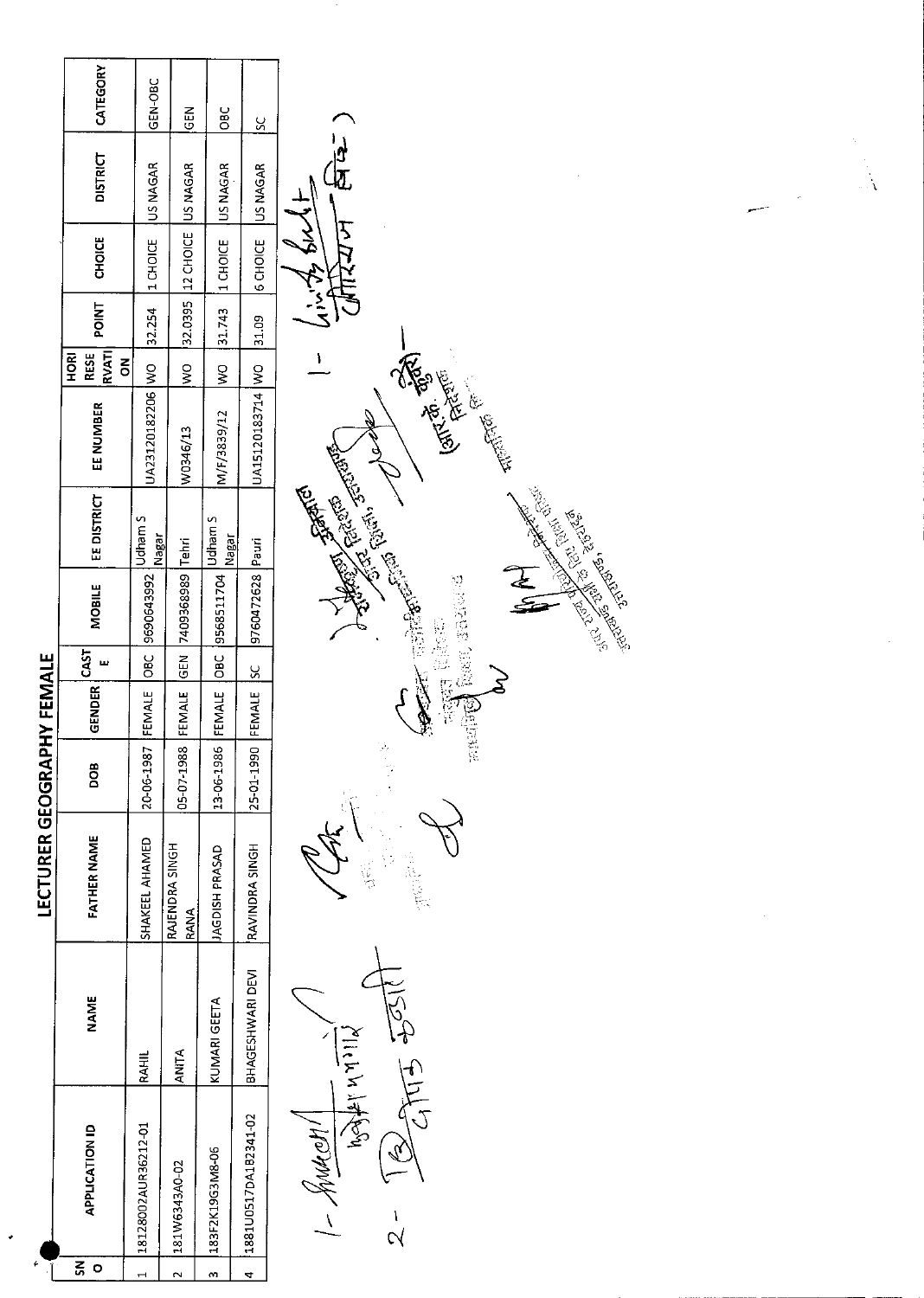# LECTURER GEOGRAPHY FEMALE

| SNO | APPLICATION ID | NAME | FATHER NAME | DOB | GENDER | CASTE | MOBILE | EE DISTRICT | EE NUMBER | HORIRESERVATION | POINT | CHOICE | DISTRICT | CATEGORY |
|---|---|---|---|---|---|---|---|---|---|---|---|---|---|---|
| 1 | 18128002AUR36212-01 | RAHIL | SHAKEEL AHAMED | 20-06-1987 | FEMALE | OBC | 9690643992 | Udham S Nagar | UA23120182206 | WO | 32.254 | 1 CHOICE | US NAGAR | GEN-OBC |
| 2 | 181W6343A0-02 | ANITA | RAJENDRA SINGH RANA | 05-07-1988 | FEMALE | GEN | 7409368989 | Tehri | W0346/13 | WO | 32.0395 | 12 CHOICE | US NAGAR | GEN |
| 3 | 183F2K19G3M8-06 | KUMARI GEETA | JAGDISH PRASAD | 13-06-1986 | FEMALE | OBC | 9568511704 | Udham S Nagar | M/F/3839/12 | WO | 31.743 | 1 CHOICE | US NAGAR | OBC |
| 4 | 1881U0517DA1B2341-02 | BHAGESHWARI DEVI | RAVINDRA SINGH | 25-01-1990 | FEMALE | SC | 9760472628 | Pauri | UA15120183714 | WO | 31.09 | 6 CHOICE | US NAGAR | SC |